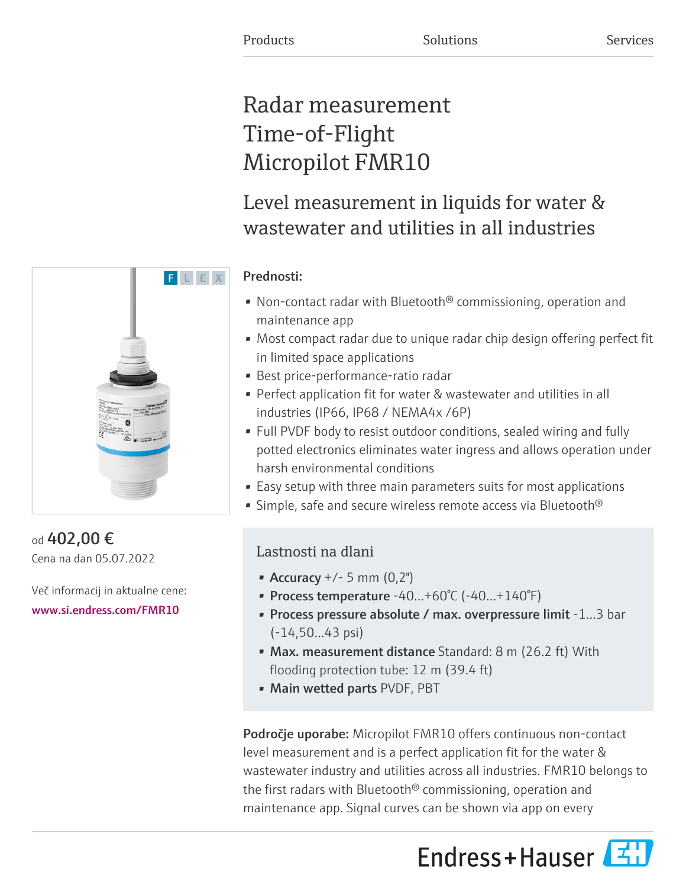Products | Solutions | Services

# Radar measurement Time-of-Flight Micropilot FMR10

## Level measurement in liquids for water & wastewater and utilities in all industries

F L E X

od **402,00 €**
Cena na dan 05.07.2022

Več informacij in aktualne cene:
www.si.endress.com/FMR10

### Prednosti:

- Non-contact radar with Bluetooth® commissioning, operation and maintenance app
- Most compact radar due to unique radar chip design offering perfect fit in limited space applications
- Best price-performance-ratio radar
- Perfect application fit for water & wastewater and utilities in all industries (IP66, IP68 / NEMA4x /6P)
- Full PVDF body to resist outdoor conditions, sealed wiring and fully potted electronics eliminates water ingress and allows operation under harsh environmental conditions
- Easy setup with three main parameters suits for most applications
- Simple, safe and secure wireless remote access via Bluetooth®

### Lastnosti na dlani

- **Accuracy** +/- 5 mm (0,2")
- **Process temperature** -40...+60°C (-40...+140°F)
- **Process pressure absolute / max. overpressure limit** -1...3 bar (-14,50...43 psi)
- **Max. measurement distance** Standard: 8 m (26.2 ft) With flooding protection tube: 12 m (39.4 ft)
- **Main wetted parts** PVDF, PBT

**Področje uporabe:** Micropilot FMR10 offers continuous non-contact level measurement and is a perfect application fit for the water & wastewater industry and utilities across all industries. FMR10 belongs to the first radars with Bluetooth® commissioning, operation and maintenance app. Signal curves can be shown via app on every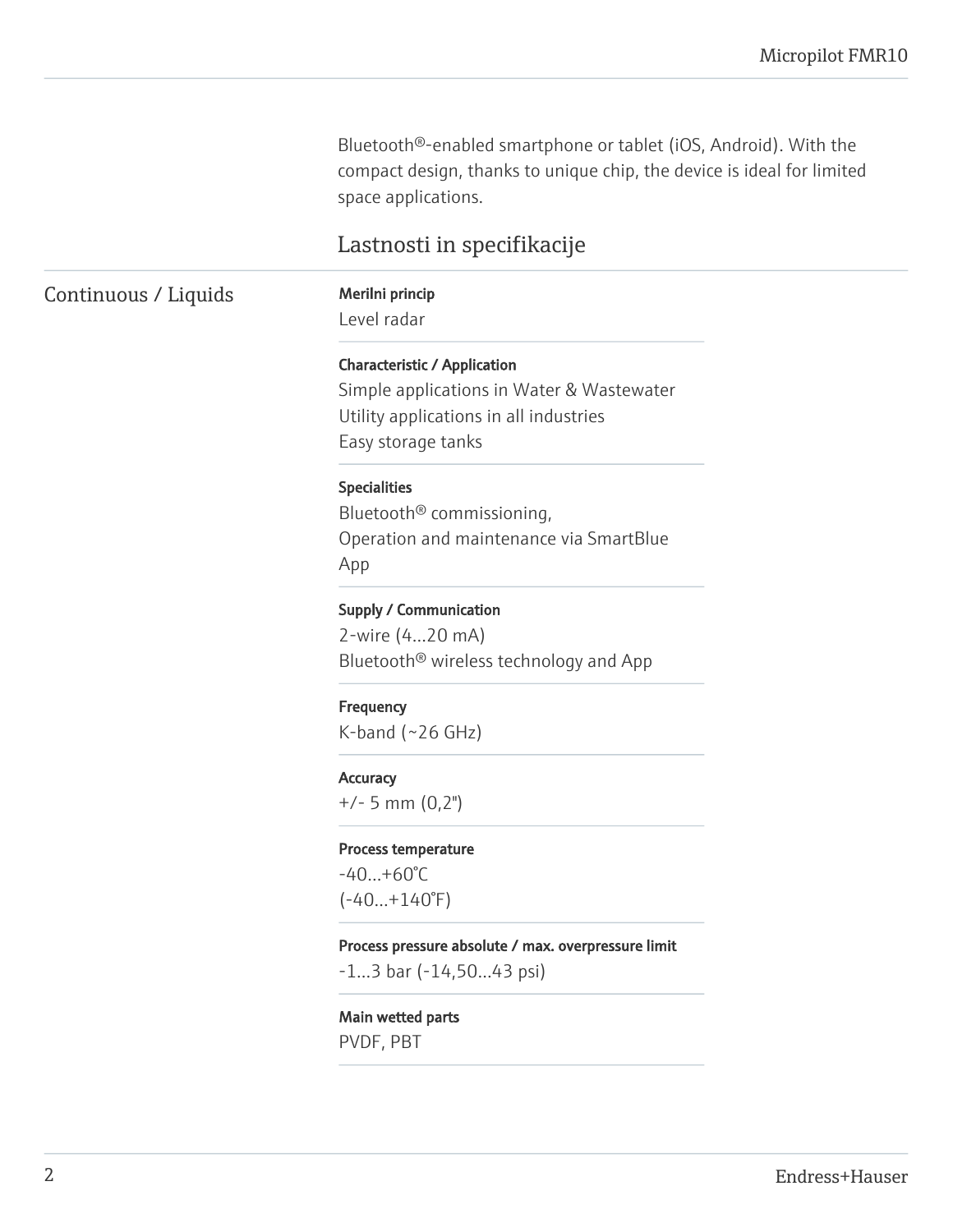Bluetooth®-enabled smartphone or tablet (iOS, Android). With the compact design, thanks to unique chip, the device is ideal for limited space applications.

## Lastnosti in specifikacije

### Continuous / Liquids

**Merilni princip**
Level radar

**Characteristic / Application**
Simple applications in Water & Wastewater
Utility applications in all industries
Easy storage tanks

**Specialities**
Bluetooth® commissioning,
Operation and maintenance via SmartBlue App

**Supply / Communication**
2-wire (4...20 mA)
Bluetooth® wireless technology and App

**Frequency**
K-band (~26 GHz)

**Accuracy**
+/- 5 mm (0,2")

**Process temperature**
-40...+60°C
(-40...+140°F)

**Process pressure absolute / max. overpressure limit**
-1...3 bar (-14,50...43 psi)

**Main wetted parts**
PVDF, PBT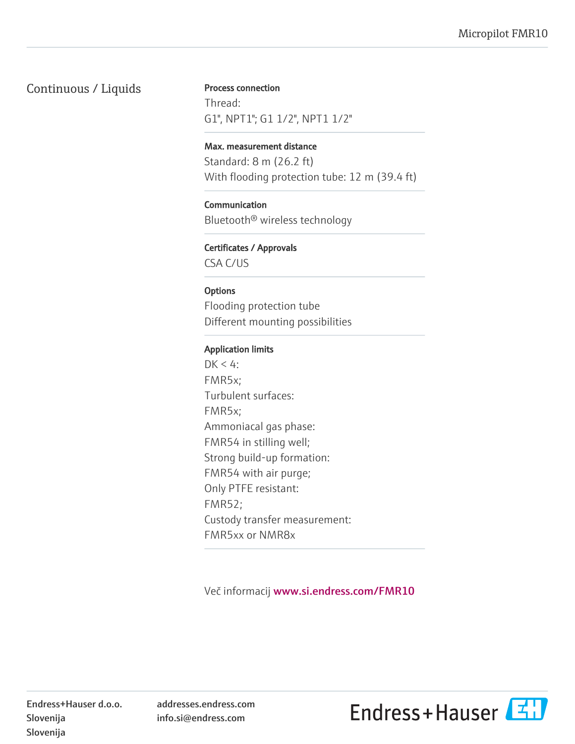## Continuous / Liquids

**Process connection**
Thread:
G1", NPT1"; G1 1/2", NPT1 1/2"

**Max. measurement distance**
Standard: 8 m (26.2 ft)
With flooding protection tube: 12 m (39.4 ft)

**Communication**
Bluetooth® wireless technology

**Certificates / Approvals**
CSA C/US

**Options**
Flooding protection tube
Different mounting possibilities

**Application limits**
DK < 4:
FMR5x;
Turbulent surfaces:
FMR5x;
Ammoniacal gas phase:
FMR54 in stilling well;
Strong build-up formation:
FMR54 with air purge;
Only PTFE resistant:
FMR52;
Custody transfer measurement:
FMR5xx or NMR8x

Več informacij **www.si.endress.com/FMR10**

Endress+Hauser d.o.o.
Slovenija
Slovenija

addresses.endress.com
info.si@endress.com